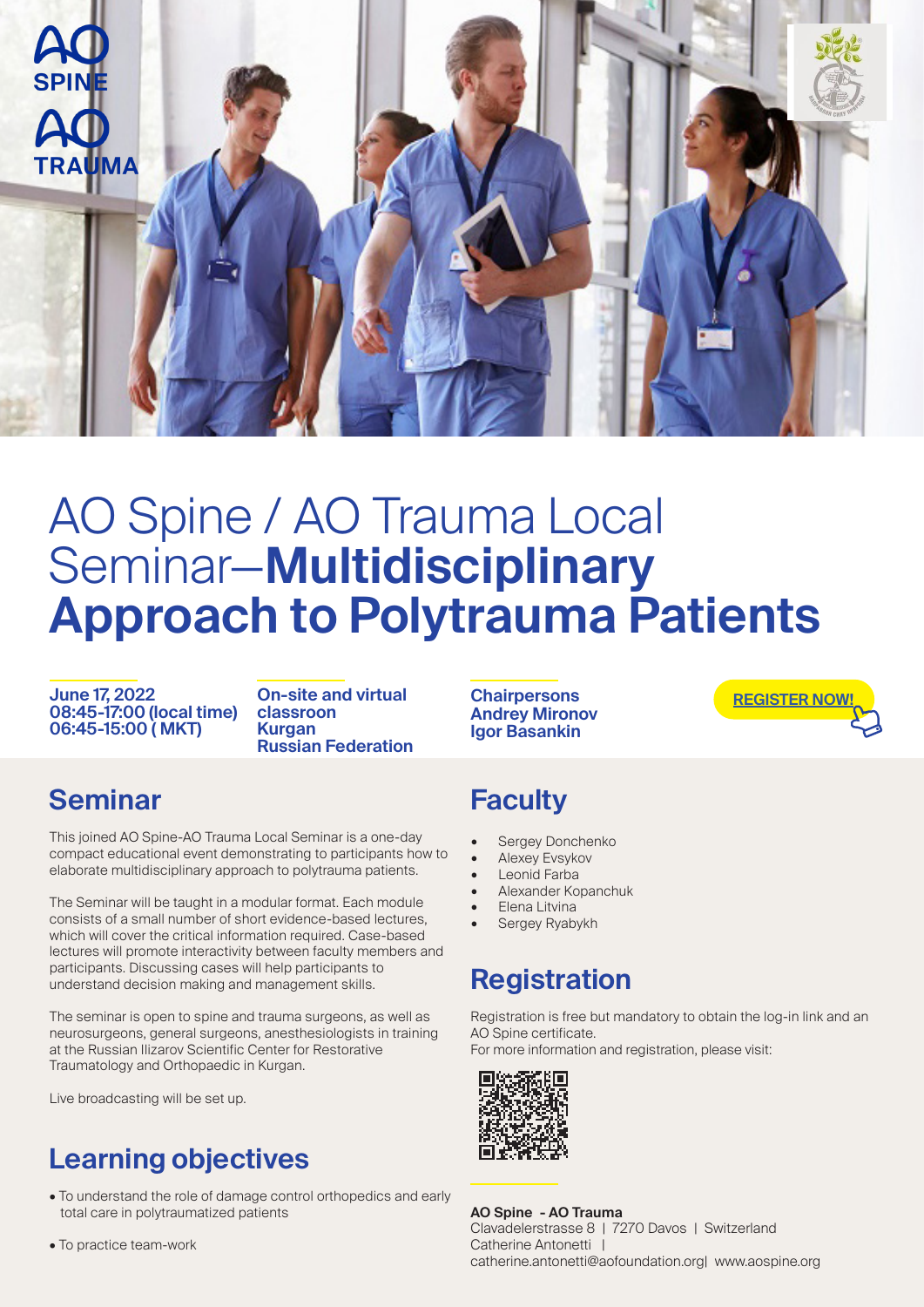AO SPINE

AO TRAUMA

# AO Spine / AO Trauma Local Seminar—**Multidisciplinary Approach to Polytrauma Patients**

**June 17, 2022**
**08:45-17:00 (local time)**
**06:45-15:00 ( MKT)**

**On-site and virtual classroom**
**Kurgan**
**Russian Federation**

**Chairpersons**
**Andrey Mironov**
**Igor Basankin**

**REGISTER NOW!**

## Seminar

This joined AO Spine-AO Trauma Local Seminar is a one-day compact educational event demonstrating to participants how to elaborate multidisciplinary approach to polytrauma patients.

The Seminar will be taught in a modular format. Each module consists of a small number of short evidence-based lectures, which will cover the critical information required. Case-based lectures will promote interactivity between faculty members and participants. Discussing cases will help participants to understand decision making and management skills.

The seminar is open to spine and trauma surgeons, as well as neurosurgeons, general surgeons, anesthesiologists in training at the Russian Ilizarov Scientific Center for Restorative Traumatology and Orthopaedic in Kurgan.

Live broadcasting will be set up.

## Learning objectives

- To understand the role of damage control orthopedics and early total care in polytraumatized patients
- To practice team-work

## Faculty

- Sergey Donchenko
- Alexey Evsykov
- Leonid Farba
- Alexander Kopanchuk
- Elena Litvina
- Sergey Ryabykh

## Registration

Registration is free but mandatory to obtain the log-in link and an AO Spine certificate.
For more information and registration, please visit:

**AO Spine - AO Trauma**
Clavadelerstrasse 8 | 7270 Davos | Switzerland
Catherine Antonetti |
catherine.antonetti@aofoundation.org| www.aospine.org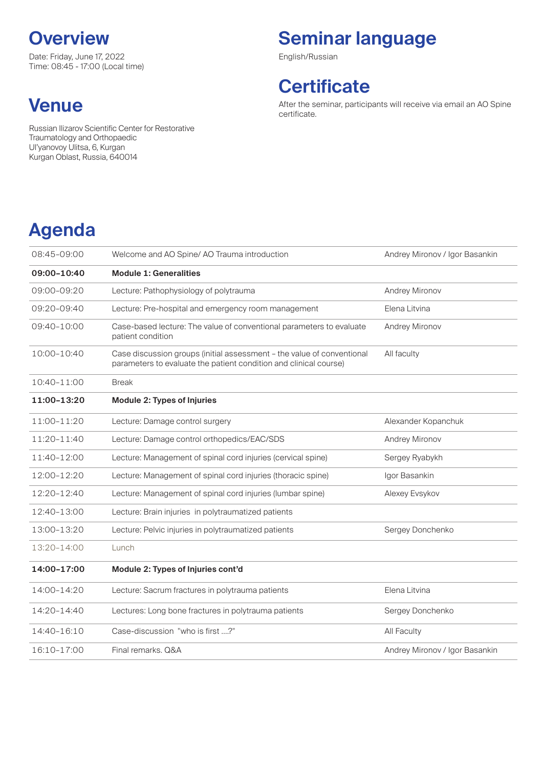# Overview

Date: Friday, June 17, 2022
Time: 08:45 - 17:00 (Local time)

# Venue

Russian Ilizarov Scientific Center for Restorative Traumatology and Orthopaedic
Ul'yanovoy Ulitsa, 6, Kurgan
Kurgan Oblast, Russia, 640014

# Seminar language

English/Russian

# Certificate

After the seminar, participants will receive via email an AO Spine certificate.

# Agenda

| | | |
|---|---|---|
| 08:45–09:00 | Welcome and AO Spine/ AO Trauma introduction | Andrey Mironov / Igor Basankin |
| **09:00–10:40** | **Module 1: Generalities** | |
| 09:00–09:20 | Lecture: Pathophysiology of polytrauma | Andrey Mironov |
| 09:20–09:40 | Lecture: Pre-hospital and emergency room management | Elena Litvina |
| 09:40–10:00 | Case-based lecture: The value of conventional parameters to evaluate patient condition | Andrey Mironov |
| 10:00–10:40 | Case discussion groups (initial assessment – the value of conventional parameters to evaluate the patient condition and clinical course) | All faculty |
| 10:40–11:00 | Break | |
| **11:00–13:20** | **Module 2: Types of Injuries** | |
| 11:00–11:20 | Lecture: Damage control surgery | Alexander Kopanchuk |
| 11:20–11:40 | Lecture: Damage control orthopedics/EAC/SDS | Andrey Mironov |
| 11:40–12:00 | Lecture: Management of spinal cord injuries (cervical spine) | Sergey Ryabykh |
| 12:00–12:20 | Lecture: Management of spinal cord injuries (thoracic spine) | Igor Basankin |
| 12:20–12:40 | Lecture: Management of spinal cord injuries (lumbar spine) | Alexey Evsykov |
| 12:40–13:00 | Lecture: Brain injuries in polytraumatized patients | |
| 13:00–13:20 | Lecture: Pelvic injuries in polytraumatized patients | Sergey Donchenko |
| 13:20–14:00 | Lunch | |
| **14:00–17:00** | **Module 2: Types of Injuries cont'd** | |
| 14:00–14:20 | Lecture: Sacrum fractures in polytrauma patients | Elena Litvina |
| 14:20–14:40 | Lectures: Long bone fractures in polytrauma patients | Sergey Donchenko |
| 14:40–16:10 | Case-discussion "who is first ....?" | All Faculty |
| 16:10–17:00 | Final remarks. Q&A | Andrey Mironov / Igor Basankin |